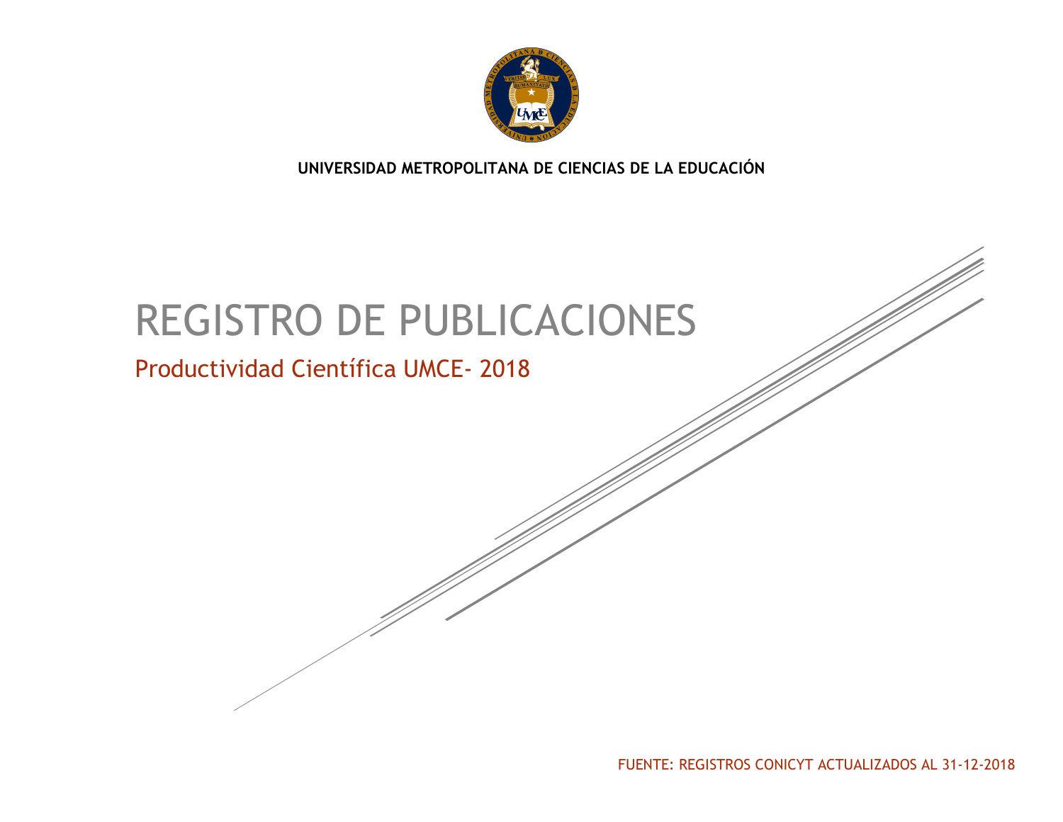**UNIVERSIDAD METROPOLITANA DE CIENCIAS DE LA EDUCACIÓN**

# REGISTRO DE PUBLICACIONES

## Productividad Científica UMCE- 2018

FUENTE: REGISTROS CONICYT ACTUALIZADOS AL 31-12-2018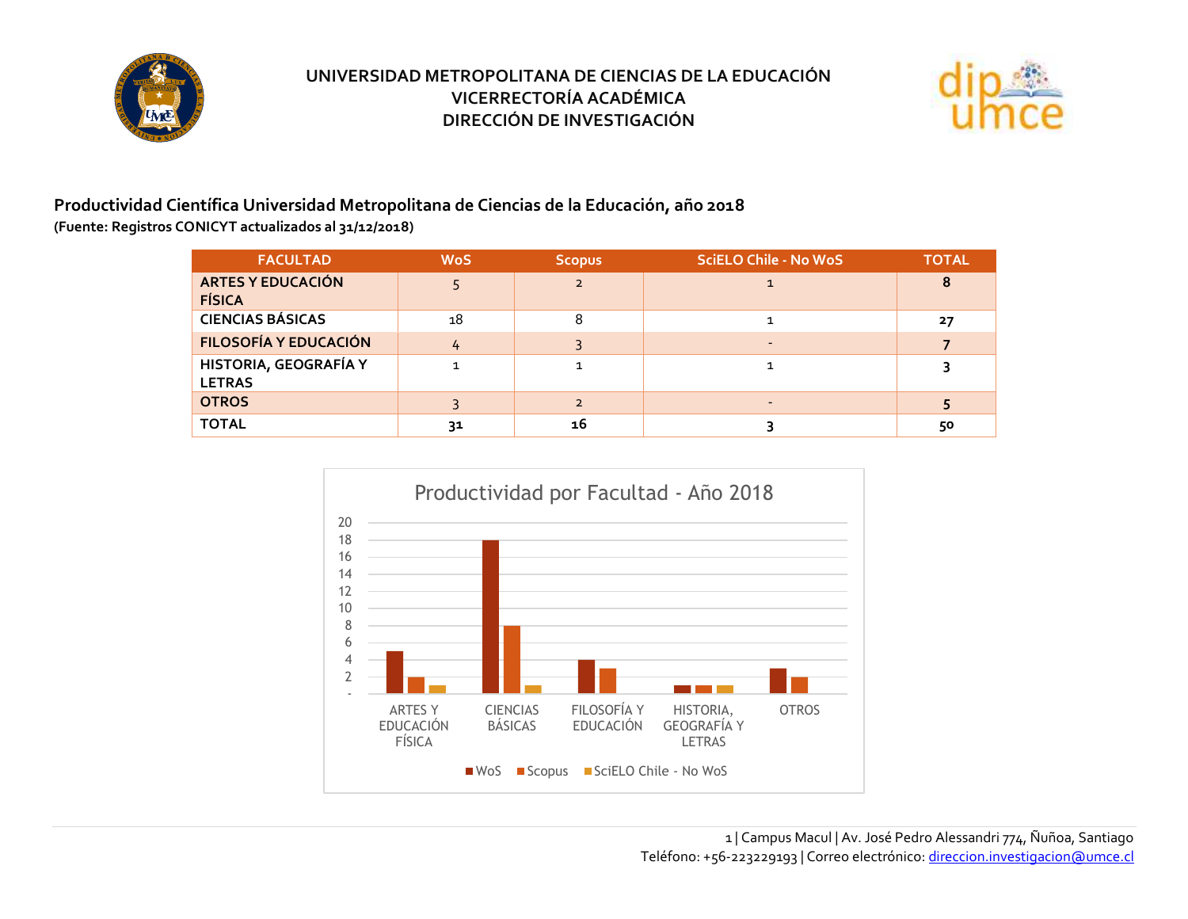**UNIVERSIDAD METROPOLITANA DE CIENCIAS DE LA EDUCACIÓN**
**VICERRECTORÍA ACADÉMICA**
**DIRECCIÓN DE INVESTIGACIÓN**

## Productividad Científica Universidad Metropolitana de Ciencias de la Educación, año 2018

**(Fuente: Registros CONICYT actualizados al 31/12/2018)**

| FACULTAD | WoS | Scopus | SciELO Chile - No WoS | TOTAL |
|---|---|---|---|---|
| ARTES Y EDUCACIÓN FÍSICA | 5 | 2 | 1 | **8** |
| CIENCIAS BÁSICAS | 18 | 8 | 1 | **27** |
| FILOSOFÍA Y EDUCACIÓN | 4 | 3 | - | **7** |
| HISTORIA, GEOGRAFÍA Y LETRAS | 1 | 1 | 1 | **3** |
| OTROS | 3 | 2 | - | **5** |
| **TOTAL** | **31** | **16** | **3** | **50** |

Productividad por Facultad - Año 2018

| Facultad | WoS | Scopus | SciELO Chile - No WoS |
|---|---|---|---|
| ARTES Y EDUCACIÓN FÍSICA | 5 | 2 | 1 |
| CIENCIAS BÁSICAS | 18 | 8 | 1 |
| FILOSOFÍA Y EDUCACIÓN | 4 | 3 | |
| HISTORIA, GEOGRAFÍA Y LETRAS | 1 | 1 | 1 |
| OTROS | 3 | 2 | |

Campus Macul | Av. José Pedro Alessandri 774, Ñuñoa, Santiago
Teléfono: +56-223229193 | Correo electrónico: direccion.investigacion@umce.cl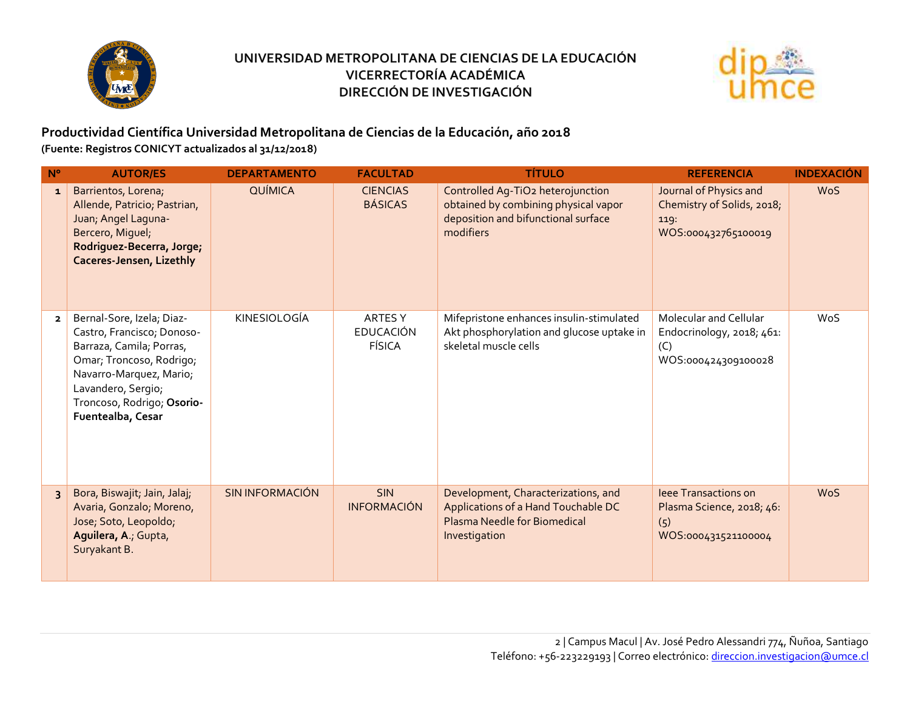# UNIVERSIDAD METROPOLITANA DE CIENCIAS DE LA EDUCACIÓN
## VICERRECTORÍA ACADÉMICA
## DIRECCIÓN DE INVESTIGACIÓN

### Productividad Científica Universidad Metropolitana de Ciencias de la Educación, año 2018
**(Fuente: Registros CONICYT actualizados al 31/12/2018)**

| Nº | AUTOR/ES | DEPARTAMENTO | FACULTAD | TÍTULO | REFERENCIA | INDEXACIÓN |
|---|---|---|---|---|---|---|
| 1 | Barrientos, Lorena; Allende, Patricio; Pastrian, Juan; Angel Laguna-Bercero, Miguel; **Rodriguez-Becerra, Jorge; Caceres-Jensen, Lizethly** | QUÍMICA | CIENCIAS BÁSICAS | Controlled Ag-$TiO_2$ heterojunction obtained by combining physical vapor deposition and bifunctional surface modifiers | Journal of Physics and Chemistry of Solids, 2018; 119: WOS:000432765100019 | WoS |
| 2 | Bernal-Sore, Izela; Diaz-Castro, Francisco; Donoso-Barraza, Camila; Porras, Omar; Troncoso, Rodrigo; Navarro-Marquez, Mario; Lavandero, Sergio; Troncoso, Rodrigo; **Osorio-Fuentealba, Cesar** | KINESIOLOGÍA | ARTES Y EDUCACIÓN FÍSICA | Mifepristone enhances insulin-stimulated Akt phosphorylation and glucose uptake in skeletal muscle cells | Molecular and Cellular Endocrinology, 2018; 461: (C) WOS:000424309100028 | WoS |
| 3 | Bora, Biswajit; Jain, Jalaj; Avaria, Gonzalo; Moreno, Jose; Soto, Leopoldo; **Aguilera, A.**; Gupta, Suryakant B. | SIN INFORMACIÓN | SIN INFORMACIÓN | Development, Characterizations, and Applications of a Hand Touchable DC Plasma Needle for Biomedical Investigation | Ieee Transactions on Plasma Science, 2018; 46: (5) WOS:000431521100004 | WoS |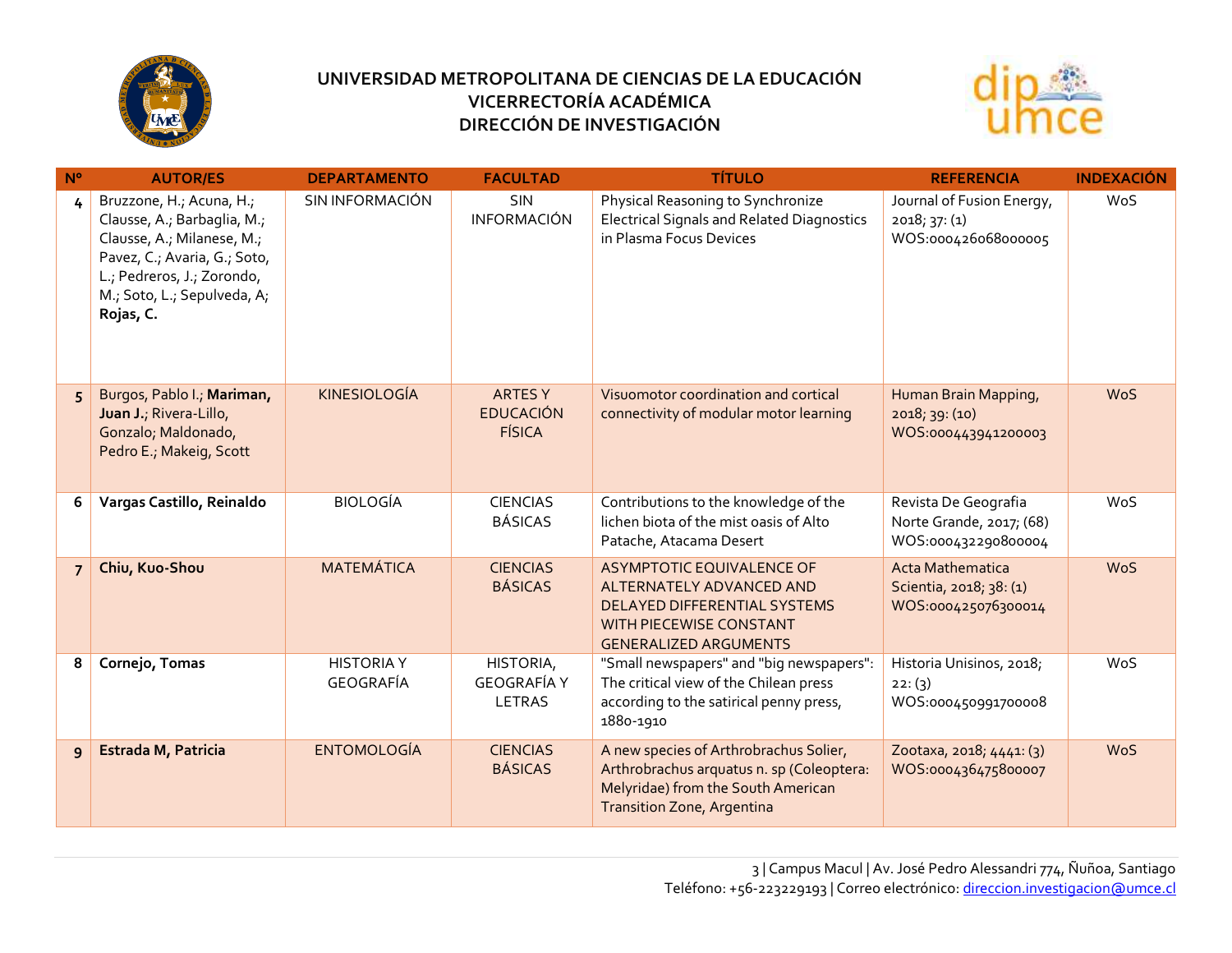**UNIVERSIDAD METROPOLITANA DE CIENCIAS DE LA EDUCACIÓN**
**VICERRECTORÍA ACADÉMICA**
**DIRECCIÓN DE INVESTIGACIÓN**

| Nº | AUTOR/ES | DEPARTAMENTO | FACULTAD | TÍTULO | REFERENCIA | INDEXACIÓN |
|---|---|---|---|---|---|---|
| 4 | Bruzzone, H.; Acuna, H.; Clausse, A.; Barbaglia, M.; Clausse, A.; Milanese, M.; Pavez, C.; Avaria, G.; Soto, L.; Pedreros, J.; Zorondo, M.; Soto, L.; Sepulveda, A; **Rojas, C.** | SIN INFORMACIÓN | SIN INFORMACIÓN | Physical Reasoning to Synchronize Electrical Signals and Related Diagnostics in Plasma Focus Devices | Journal of Fusion Energy, 2018; 37: (1) WOS:000426068000005 | WoS |
| 5 | Burgos, Pablo I.; **Mariman, Juan J.**; Rivera-Lillo, Gonzalo; Maldonado, Pedro E.; Makeig, Scott | KINESIOLOGÍA | ARTES Y EDUCACIÓN FÍSICA | Visuomotor coordination and cortical connectivity of modular motor learning | Human Brain Mapping, 2018; 39: (10) WOS:000443941200003 | WoS |
| 6 | **Vargas Castillo, Reinaldo** | BIOLOGÍA | CIENCIAS BÁSICAS | Contributions to the knowledge of the lichen biota of the mist oasis of Alto Patache, Atacama Desert | Revista De Geografia Norte Grande, 2017; (68) WOS:000432290800004 | WoS |
| 7 | **Chiu, Kuo-Shou** | MATEMÁTICA | CIENCIAS BÁSICAS | ASYMPTOTIC EQUIVALENCE OF ALTERNATELY ADVANCED AND DELAYED DIFFERENTIAL SYSTEMS WITH PIECEWISE CONSTANT GENERALIZED ARGUMENTS | Acta Mathematica Scientia, 2018; 38: (1) WOS:000425076300014 | WoS |
| 8 | **Cornejo, Tomas** | HISTORIA Y GEOGRAFÍA | HISTORIA, GEOGRAFÍA Y LETRAS | "Small newspapers" and "big newspapers": The critical view of the Chilean press according to the satirical penny press, 1880-1910 | Historia Unisinos, 2018; 22: (3) WOS:000450991700008 | WoS |
| 9 | **Estrada M, Patricia** | ENTOMOLOGÍA | CIENCIAS BÁSICAS | A new species of Arthrobrachus Solier, Arthrobrachus arquatus n. sp (Coleoptera: Melyridae) from the South American Transition Zone, Argentina | Zootaxa, 2018; 4441: (3) WOS:000436475800007 | WoS |

Campus Macul | Av. José Pedro Alessandri 774, Ñuñoa, Santiago
Teléfono: +56-223229193 | Correo electrónico: direccion.investigacion@umce.cl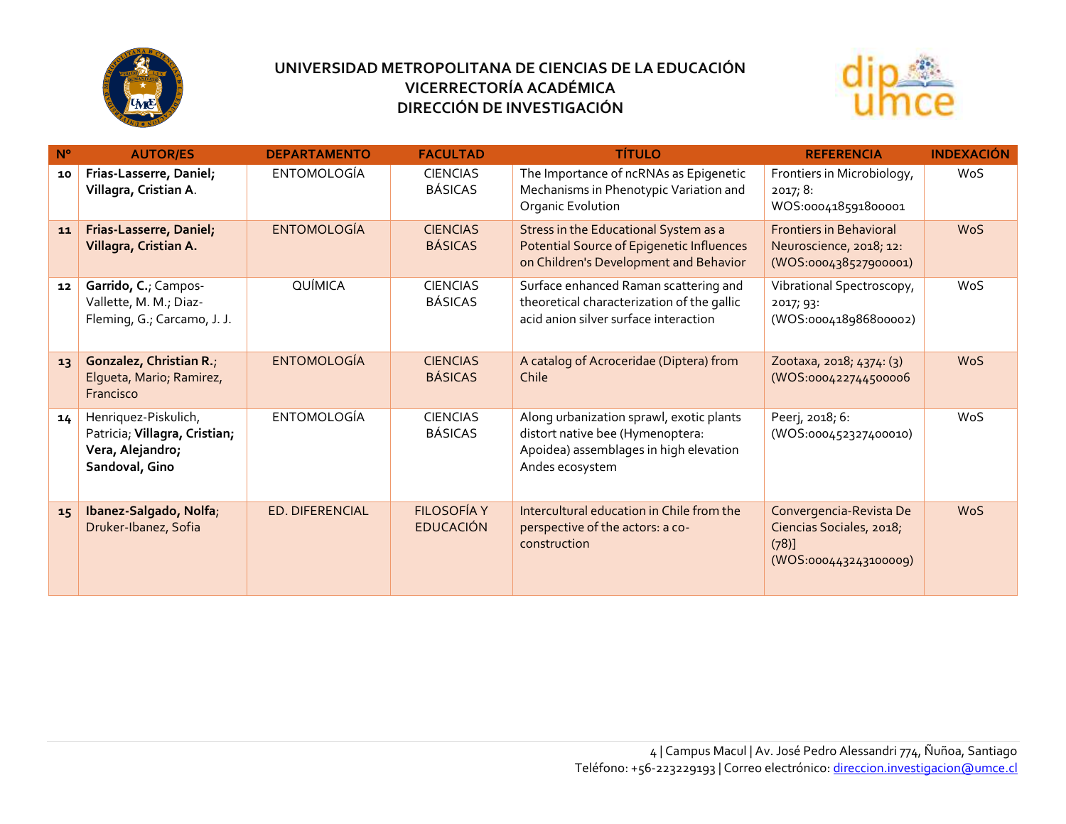**UNIVERSIDAD METROPOLITANA DE CIENCIAS DE LA EDUCACIÓN**
**VICERRECTORÍA ACADÉMICA**
**DIRECCIÓN DE INVESTIGACIÓN**

| Nº | AUTOR/ES | DEPARTAMENTO | FACULTAD | TÍTULO | REFERENCIA | INDEXACIÓN |
|---|---|---|---|---|---|---|
| 10 | **Frias-Lasserre, Daniel; Villagra, Cristian A**. | ENTOMOLOGÍA | CIENCIAS BÁSICAS | The Importance of ncRNAs as Epigenetic Mechanisms in Phenotypic Variation and Organic Evolution | Frontiers in Microbiology, 2017; 8: WOS:000418591800001 | WoS |
| 11 | **Frias-Lasserre, Daniel; Villagra, Cristian A.** | ENTOMOLOGÍA | CIENCIAS BÁSICAS | Stress in the Educational System as a Potential Source of Epigenetic Influences on Children's Development and Behavior | Frontiers in Behavioral Neuroscience, 2018; 12: (WOS:000438527900001) | WoS |
| 12 | **Garrido, C.**; Campos-Vallette, M. M.; Diaz-Fleming, G.; Carcamo, J. J. | QUÍMICA | CIENCIAS BÁSICAS | Surface enhanced Raman scattering and theoretical characterization of the gallic acid anion silver surface interaction | Vibrational Spectroscopy, 2017; 93: (WOS:000418986800002) | WoS |
| 13 | **Gonzalez, Christian R.**; Elgueta, Mario; Ramirez, Francisco | ENTOMOLOGÍA | CIENCIAS BÁSICAS | A catalog of Acroceridae (Diptera) from Chile | Zootaxa, 2018; 4374: (3) (WOS:000422744500006 | WoS |
| 14 | Henriquez-Piskulich, Patricia; **Villagra, Cristian; Vera, Alejandro; Sandoval, Gino** | ENTOMOLOGÍA | CIENCIAS BÁSICAS | Along urbanization sprawl, exotic plants distort native bee (Hymenoptera: Apoidea) assemblages in high elevation Andes ecosystem | Peerj, 2018; 6: (WOS:000452327400010) | WoS |
| 15 | **Ibanez-Salgado, Nolfa**; Druker-Ibanez, Sofia | ED. DIFERENCIAL | FILOSOFÍA Y EDUCACIÓN | Intercultural education in Chile from the perspective of the actors: a co-construction | Convergencia-Revista De Ciencias Sociales, 2018; (78)] (WOS:000443243100009) | WoS |

Campus Macul | Av. José Pedro Alessandri 774, Ñuñoa, Santiago
Teléfono: +56-223229193 | Correo electrónico: direccion.investigacion@umce.cl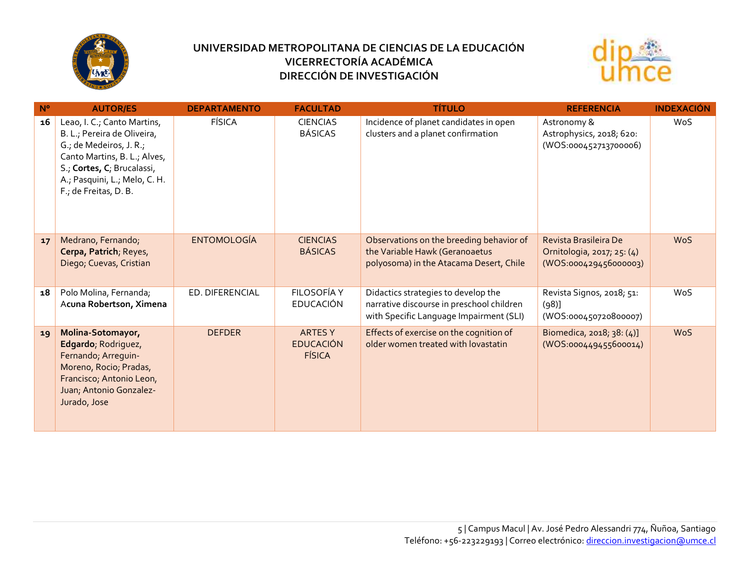# UNIVERSIDAD METROPOLITANA DE CIENCIAS DE LA EDUCACIÓN
## VICERRECTORÍA ACADÉMICA
## DIRECCIÓN DE INVESTIGACIÓN

| Nº | AUTOR/ES | DEPARTAMENTO | FACULTAD | TÍTULO | REFERENCIA | INDEXACIÓN |
|---|---|---|---|---|---|---|
| 16 | Leao, I. C.; Canto Martins, B. L.; Pereira de Oliveira, G.; de Medeiros, J. R.; Canto Martins, B. L.; Alves, S.; **Cortes, C**; Brucalassi, A.; Pasquini, L.; Melo, C. H. F.; de Freitas, D. B. | FÍSICA | CIENCIAS BÁSICAS | Incidence of planet candidates in open clusters and a planet confirmation | Astronomy & Astrophysics, 2018; 620: (WOS:000452713700006) | WoS |
| 17 | Medrano, Fernando; **Cerpa, Patrich**; Reyes, Diego; Cuevas, Cristian | ENTOMOLOGÍA | CIENCIAS BÁSICAS | Observations on the breeding behavior of the Variable Hawk (Geranoaetus polyosoma) in the Atacama Desert, Chile | Revista Brasileira De Ornitologia, 2017; 25: (4) (WOS:000429456000003) | WoS |
| 18 | Polo Molina, Fernanda; **Acuna Robertson, Ximena** | ED. DIFERENCIAL | FILOSOFÍA Y EDUCACIÓN | Didactics strategies to develop the narrative discourse in preschool children with Specific Language Impairment (SLI) | Revista Signos, 2018; 51: (98)] (WOS:000450720800007) | WoS |
| 19 | **Molina-Sotomayor, Edgardo**; Rodriguez, Fernando; Arreguin-Moreno, Rocio; Pradas, Francisco; Antonio Leon, Juan; Antonio Gonzalez-Jurado, Jose | DEFDER | ARTES Y EDUCACIÓN FÍSICA | Effects of exercise on the cognition of older women treated with lovastatin | Biomedica, 2018; 38: (4)] (WOS:000449455600014) | WoS |

Campus Macul | Av. José Pedro Alessandri 774, Ñuñoa, Santiago
Teléfono: +56-223229193 | Correo electrónico: direccion.investigacion@umce.cl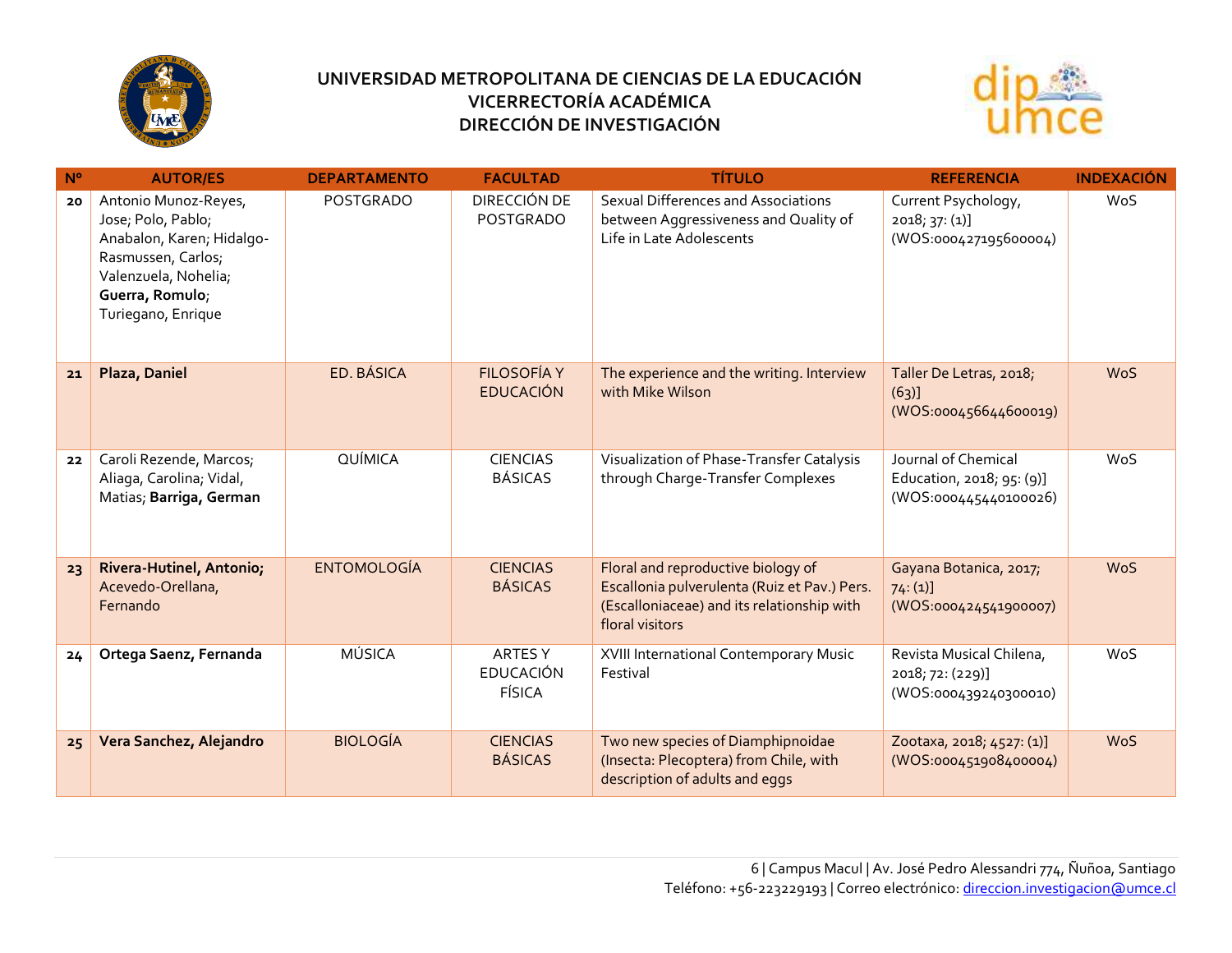# UNIVERSIDAD METROPOLITANA DE CIENCIAS DE LA EDUCACIÓN
## VICERRECTORÍA ACADÉMICA
## DIRECCIÓN DE INVESTIGACIÓN

| Nº | AUTOR/ES | DEPARTAMENTO | FACULTAD | TÍTULO | REFERENCIA | INDEXACIÓN |
|---|---|---|---|---|---|---|
| 20 | Antonio Munoz-Reyes, Jose; Polo, Pablo; Anabalon, Karen; Hidalgo-Rasmussen, Carlos; Valenzuela, Nohelia; **Guerra, Romulo**; Turiegano, Enrique | POSTGRADO | DIRECCIÓN DE POSTGRADO | Sexual Differences and Associations between Aggressiveness and Quality of Life in Late Adolescents | Current Psychology, 2018; 37: (1)] (WOS:000427195600004) | WoS |
| 21 | **Plaza, Daniel** | ED. BÁSICA | FILOSOFÍA Y EDUCACIÓN | The experience and the writing. Interview with Mike Wilson | Taller De Letras, 2018; (63)] (WOS:000456644600019) | WoS |
| 22 | Caroli Rezende, Marcos; Aliaga, Carolina; Vidal, Matias; **Barriga, German** | QUÍMICA | CIENCIAS BÁSICAS | Visualization of Phase-Transfer Catalysis through Charge-Transfer Complexes | Journal of Chemical Education, 2018; 95: (9)] (WOS:000445440100026) | WoS |
| 23 | **Rivera-Hutinel, Antonio;** Acevedo-Orellana, Fernando | ENTOMOLOGÍA | CIENCIAS BÁSICAS | Floral and reproductive biology of Escallonia pulverulenta (Ruiz et Pav.) Pers. (Escalloniaceae) and its relationship with floral visitors | Gayana Botanica, 2017; 74: (1)] (WOS:000424541900007) | WoS |
| 24 | **Ortega Saenz, Fernanda** | MÚSICA | ARTES Y EDUCACIÓN FÍSICA | XVIII International Contemporary Music Festival | Revista Musical Chilena, 2018; 72: (229)] (WOS:000439240300010) | WoS |
| 25 | **Vera Sanchez, Alejandro** | BIOLOGÍA | CIENCIAS BÁSICAS | Two new species of Diamphipnoidae (Insecta: Plecoptera) from Chile, with description of adults and eggs | Zootaxa, 2018; 4527: (1)] (WOS:000451908400004) | WoS |

Campus Macul | Av. José Pedro Alessandri 774, Ñuñoa, Santiago
Teléfono: +56-223229193 | Correo electrónico: direccion.investigacion@umce.cl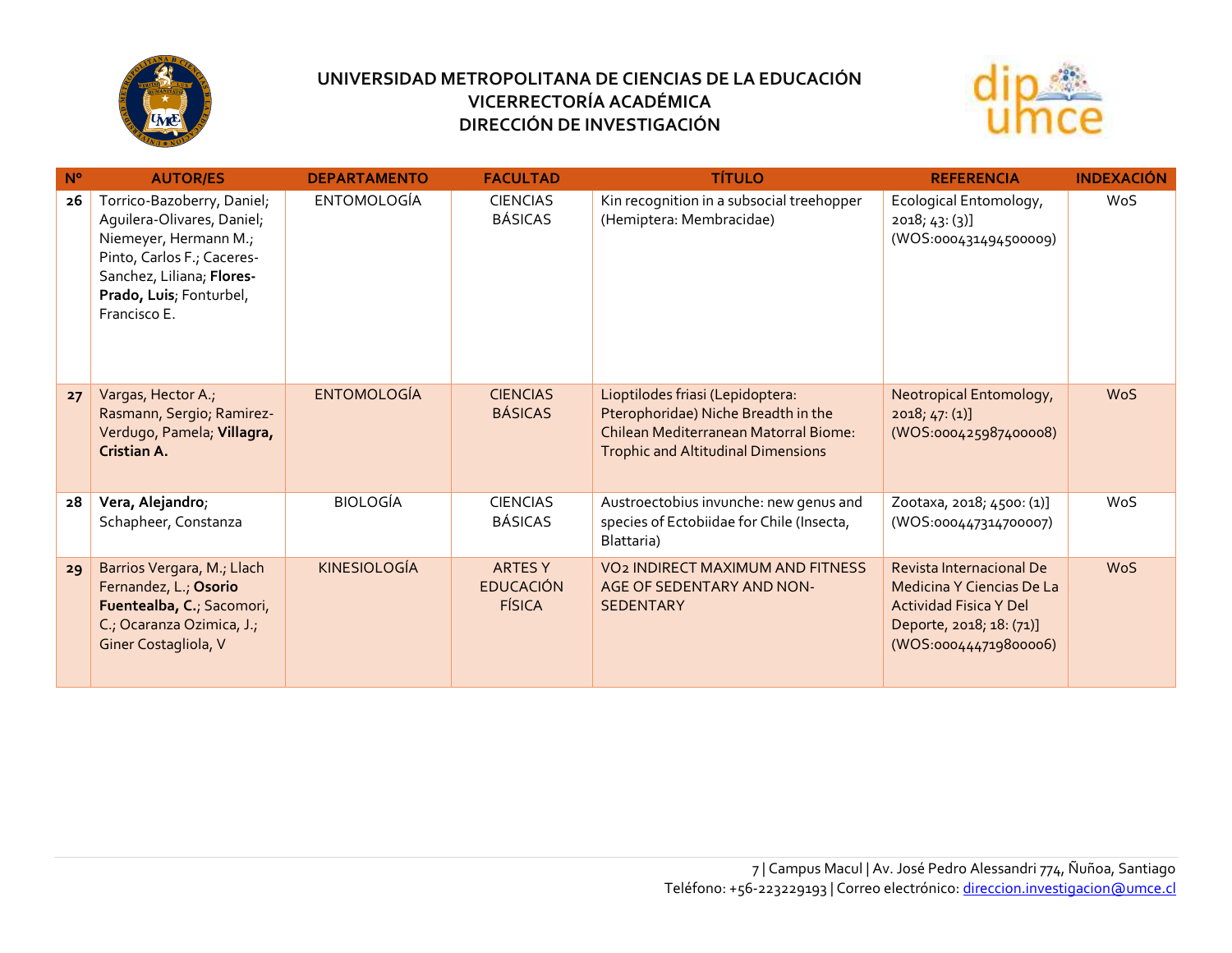# UNIVERSIDAD METROPOLITANA DE CIENCIAS DE LA EDUCACIÓN
## VICERRECTORÍA ACADÉMICA
## DIRECCIÓN DE INVESTIGACIÓN

| Nº | AUTOR/ES | DEPARTAMENTO | FACULTAD | TÍTULO | REFERENCIA | INDEXACIÓN |
|---|---|---|---|---|---|---|
| 26 | Torrico-Bazoberry, Daniel; Aguilera-Olivares, Daniel; Niemeyer, Hermann M.; Pinto, Carlos F.; Caceres-Sanchez, Liliana; **Flores-Prado, Luis**; Fonturbel, Francisco E. | ENTOMOLOGÍA | CIENCIAS BÁSICAS | Kin recognition in a subsocial treehopper (Hemiptera: Membracidae) | Ecological Entomology, 2018; 43: (3)] (WOS:000431494500009) | WoS |
| 27 | Vargas, Hector A.; Rasmann, Sergio; Ramirez-Verdugo, Pamela; **Villagra, Cristian A.** | ENTOMOLOGÍA | CIENCIAS BÁSICAS | Lioptilodes friasi (Lepidoptera: Pterophoridae) Niche Breadth in the Chilean Mediterranean Matorral Biome: Trophic and Altitudinal Dimensions | Neotropical Entomology, 2018; 47: (1)] (WOS:000425987400008) | WoS |
| 28 | **Vera, Alejandro**; Schapheer, Constanza | BIOLOGÍA | CIENCIAS BÁSICAS | Austroectobius invunche: new genus and species of Ectobiidae for Chile (Insecta, Blattaria) | Zootaxa, 2018; 4500: (1)] (WOS:000447314700007) | WoS |
| 29 | Barrios Vergara, M.; Llach Fernandez, L.; **Osorio Fuentealba, C.**; Sacomori, C.; Ocaranza Ozimica, J.; Giner Costagliola, V | KINESIOLOGÍA | ARTES Y EDUCACIÓN FÍSICA | $VO_2$ INDIRECT MAXIMUM AND FITNESS AGE OF SEDENTARY AND NON-SEDENTARY | Revista Internacional De Medicina Y Ciencias De La Actividad Fisica Y Del Deporte, 2018; 18: (71)] (WOS:000444719800006) | WoS |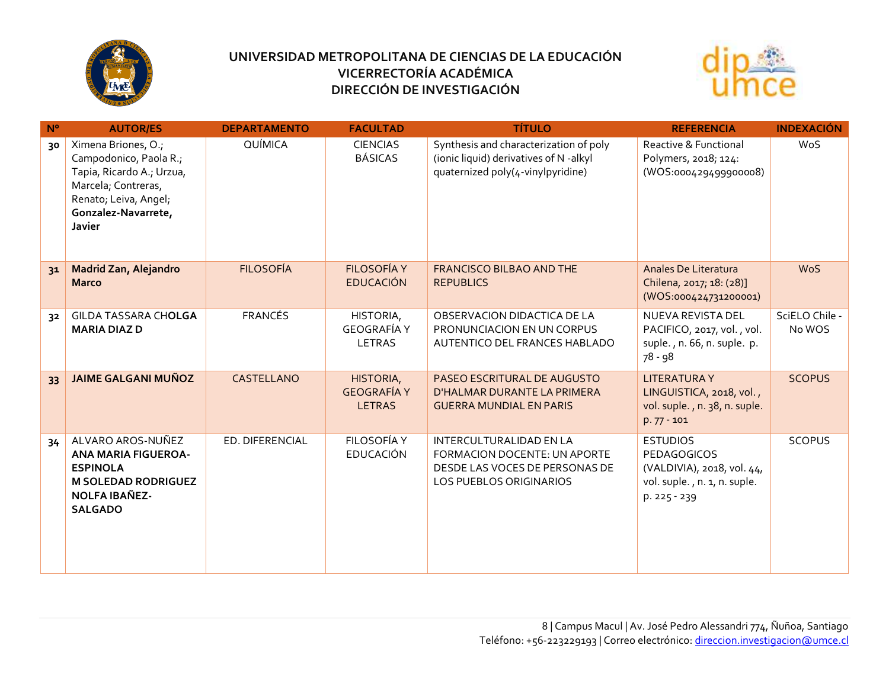**UNIVERSIDAD METROPOLITANA DE CIENCIAS DE LA EDUCACIÓN**
**VICERRECTORÍA ACADÉMICA**
**DIRECCIÓN DE INVESTIGACIÓN**

| Nº | AUTOR/ES | DEPARTAMENTO | FACULTAD | TÍTULO | REFERENCIA | INDEXACIÓN |
|---|---|---|---|---|---|---|
| 30 | Ximena Briones, O.; Campodonico, Paola R.; Tapia, Ricardo A.; Urzua, Marcela; Contreras, Renato; Leiva, Angel; **Gonzalez-Navarrete, Javier** | QUÍMICA | CIENCIAS BÁSICAS | Synthesis and characterization of poly (ionic liquid) derivatives of N -alkyl quaternized poly(4-vinylpyridine) | Reactive & Functional Polymers, 2018; 124: (WOS:000429499900008) | WoS |
| 31 | **Madrid Zan, Alejandro Marco** | FILOSOFÍA | FILOSOFÍA Y EDUCACIÓN | FRANCISCO BILBAO AND THE REPUBLICS | Anales De Literatura Chilena, 2017; 18: (28)] (WOS:000424731200001) | WoS |
| 32 | GILDA TASSARA CH**OLGA MARIA DIAZ D** | FRANCÉS | HISTORIA, GEOGRAFÍA Y LETRAS | OBSERVACION DIDACTICA DE LA PRONUNCIACION EN UN CORPUS AUTENTICO DEL FRANCES HABLADO | NUEVA REVISTA DEL PACIFICO, 2017, vol. , vol. suple. , n. 66, n. suple. p. 78 - 98 | SciELO Chile - No WOS |
| 33 | **JAIME GALGANI MUÑOZ** | CASTELLANO | HISTORIA, GEOGRAFÍA Y LETRAS | PASEO ESCRITURAL DE AUGUSTO D'HALMAR DURANTE LA PRIMERA GUERRA MUNDIAL EN PARIS | LITERATURA Y LINGUISTICA, 2018, vol. , vol. suple. , n. 38, n. suple. p. 77 - 101 | SCOPUS |
| 34 | ALVARO AROS-NUÑEZ **ANA MARIA FIGUEROA-ESPINOLA M SOLEDAD RODRIGUEZ NOLFA IBAÑEZ-SALGADO** | ED. DIFERENCIAL | FILOSOFÍA Y EDUCACIÓN | INTERCULTURALIDAD EN LA FORMACION DOCENTE: UN APORTE DESDE LAS VOCES DE PERSONAS DE LOS PUEBLOS ORIGINARIOS | ESTUDIOS PEDAGOGICOS (VALDIVIA), 2018, vol. 44, vol. suple. , n. 1, n. suple. p. 225 - 239 | SCOPUS |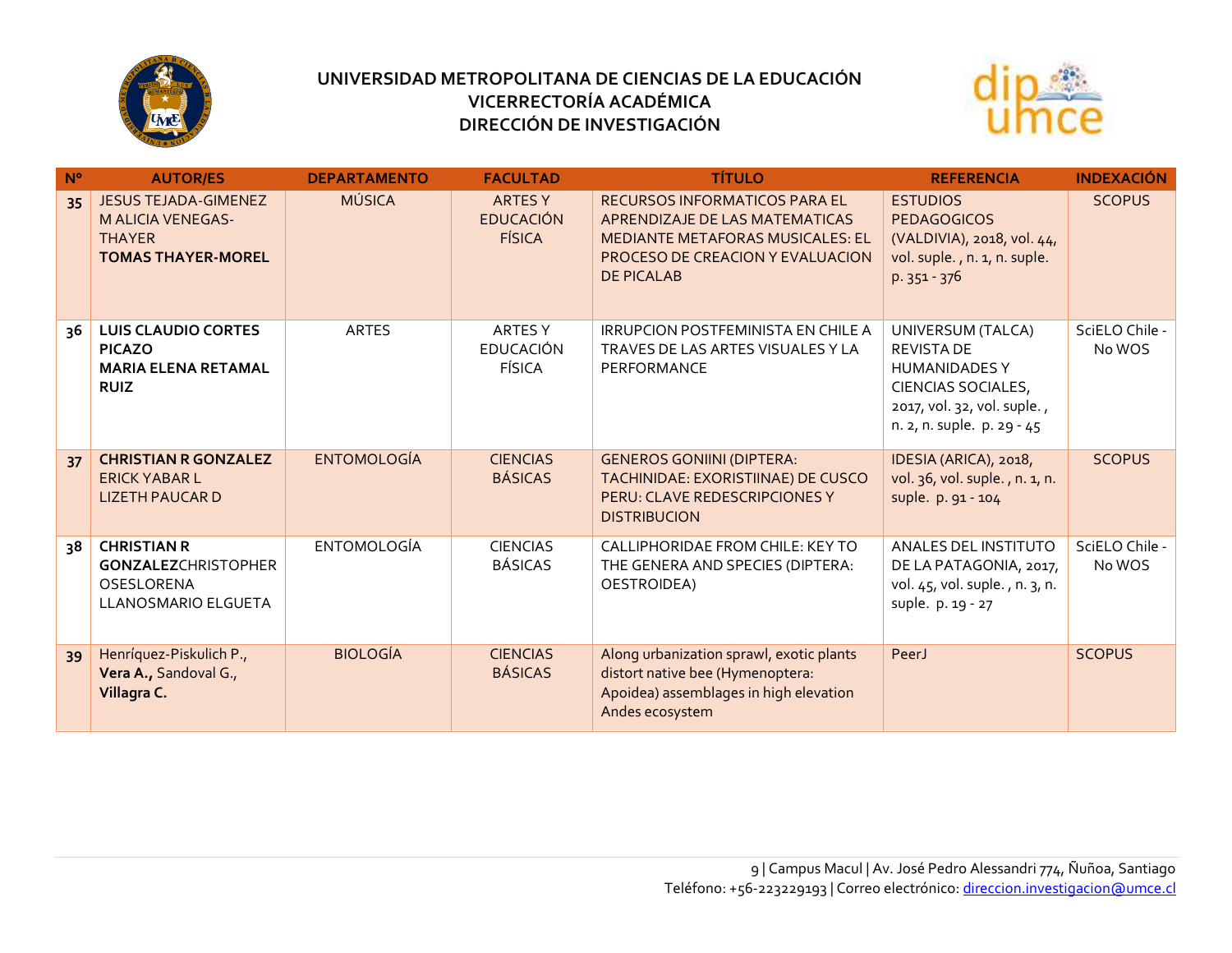# UNIVERSIDAD METROPOLITANA DE CIENCIAS DE LA EDUCACIÓN
## VICERRECTORÍA ACADÉMICA
## DIRECCIÓN DE INVESTIGACIÓN

| Nº | AUTOR/ES | DEPARTAMENTO | FACULTAD | TÍTULO | REFERENCIA | INDEXACIÓN |
|---|---|---|---|---|---|---|
| 35 | JESUS TEJADA-GIMENEZ<br>M ALICIA VENEGAS-THAYER<br>**TOMAS THAYER-MOREL** | MÚSICA | ARTES Y EDUCACIÓN FÍSICA | RECURSOS INFORMATICOS PARA EL APRENDIZAJE DE LAS MATEMATICAS MEDIANTE METAFORAS MUSICALES: EL PROCESO DE CREACION Y EVALUACION DE PICALAB | ESTUDIOS PEDAGOGICOS (VALDIVIA), 2018, vol. 44, vol. suple. , n. 1, n. suple. p. 351 - 376 | SCOPUS |
| 36 | **LUIS CLAUDIO CORTES PICAZO**<br>**MARIA ELENA RETAMAL RUIZ** | ARTES | ARTES Y EDUCACIÓN FÍSICA | IRRUPCION POSTFEMINISTA EN CHILE A TRAVES DE LAS ARTES VISUALES Y LA PERFORMANCE | UNIVERSUM (TALCA) REVISTA DE HUMANIDADES Y CIENCIAS SOCIALES, 2017, vol. 32, vol. suple. , n. 2, n. suple. p. 29 - 45 | SciELO Chile - No WOS |
| 37 | **CHRISTIAN R GONZALEZ**<br>ERICK YABAR L<br>LIZETH PAUCAR D | ENTOMOLOGÍA | CIENCIAS BÁSICAS | GENEROS GONIINI (DIPTERA: TACHINIDAE: EXORISTIINAE) DE CUSCO PERU: CLAVE REDESCRIPCIONES Y DISTRIBUCION | IDESIA (ARICA), 2018, vol. 36, vol. suple. , n. 1, n. suple. p. 91 - 104 | SCOPUS |
| 38 | **CHRISTIAN R GONZALEZ**CHRISTOPHER OSESLORENA LLANOSMARIO ELGUETA | ENTOMOLOGÍA | CIENCIAS BÁSICAS | CALLIPHORIDAE FROM CHILE: KEY TO THE GENERA AND SPECIES (DIPTERA: OESTROIDEA) | ANALES DEL INSTITUTO DE LA PATAGONIA, 2017, vol. 45, vol. suple. , n. 3, n. suple. p. 19 - 27 | SciELO Chile - No WOS |
| 39 | Henríquez-Piskulich P., **Vera A.,** Sandoval G., **Villagra C.** | BIOLOGÍA | CIENCIAS BÁSICAS | Along urbanization sprawl, exotic plants distort native bee (Hymenoptera: Apoidea) assemblages in high elevation Andes ecosystem | PeerJ | SCOPUS |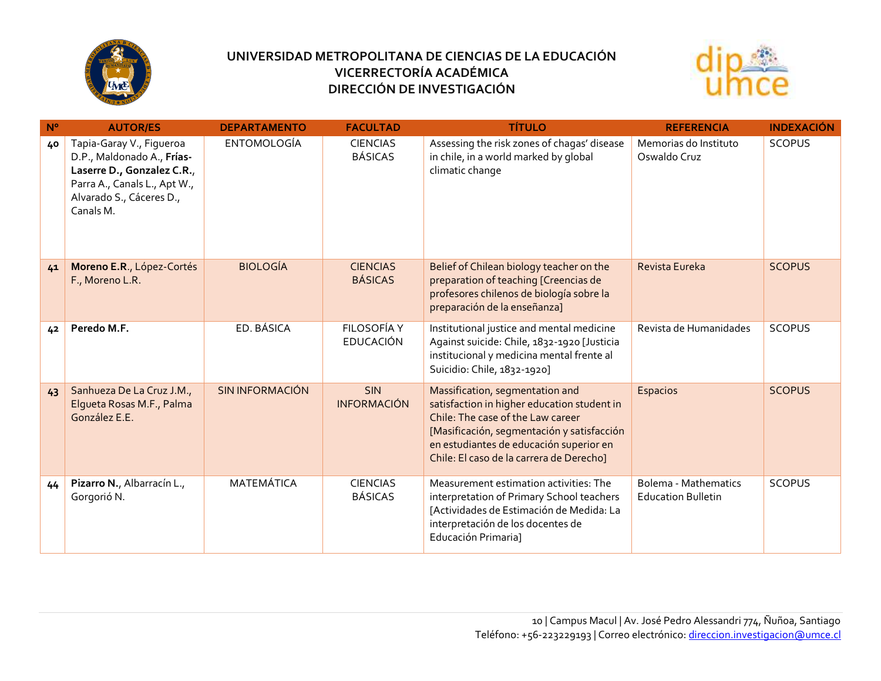# UNIVERSIDAD METROPOLITANA DE CIENCIAS DE LA EDUCACIÓN
## VICERRECTORÍA ACADÉMICA
## DIRECCIÓN DE INVESTIGACIÓN

| Nº | AUTOR/ES | DEPARTAMENTO | FACULTAD | TÍTULO | REFERENCIA | INDEXACIÓN |
|---|---|---|---|---|---|---|
| 40 | Tapia-Garay V., Figueroa D.P., Maldonado A., **Frías-Laserre D., Gonzalez C.R.**, Parra A., Canals L., Apt W., Alvarado S., Cáceres D., Canals M. | ENTOMOLOGÍA | CIENCIAS BÁSICAS | Assessing the risk zones of chagas' disease in chile, in a world marked by global climatic change | Memorias do Instituto Oswaldo Cruz | SCOPUS |
| 41 | **Moreno E.R**., López-Cortés F., Moreno L.R. | BIOLOGÍA | CIENCIAS BÁSICAS | Belief of Chilean biology teacher on the preparation of teaching [Creencias de profesores chilenos de biología sobre la preparación de la enseñanza] | Revista Eureka | SCOPUS |
| 42 | **Peredo M.F.** | ED. BÁSICA | FILOSOFÍA Y EDUCACIÓN | Institutional justice and mental medicine Against suicide: Chile, 1832-1920 [Justicia institucional y medicina mental frente al Suicidio: Chile, 1832-1920] | Revista de Humanidades | SCOPUS |
| 43 | Sanhueza De La Cruz J.M., Elgueta Rosas M.F., Palma González E.E. | SIN INFORMACIÓN | SIN INFORMACIÓN | Massification, segmentation and satisfaction in higher education student in Chile: The case of the Law career [Masificación, segmentación y satisfacción en estudiantes de educación superior en Chile: El caso de la carrera de Derecho] | Espacios | SCOPUS |
| 44 | **Pizarro N.**, Albarracín L., Gorgorió N. | MATEMÁTICA | CIENCIAS BÁSICAS | Measurement estimation activities: The interpretation of Primary School teachers [Actividades de Estimación de Medida: La interpretación de los docentes de Educación Primaria] | Bolema - Mathematics Education Bulletin | SCOPUS |

10 | Campus Macul | Av. José Pedro Alessandri 774, Ñuñoa, Santiago
Teléfono: +56-223229193 | Correo electrónico: direccion.investigacion@umce.cl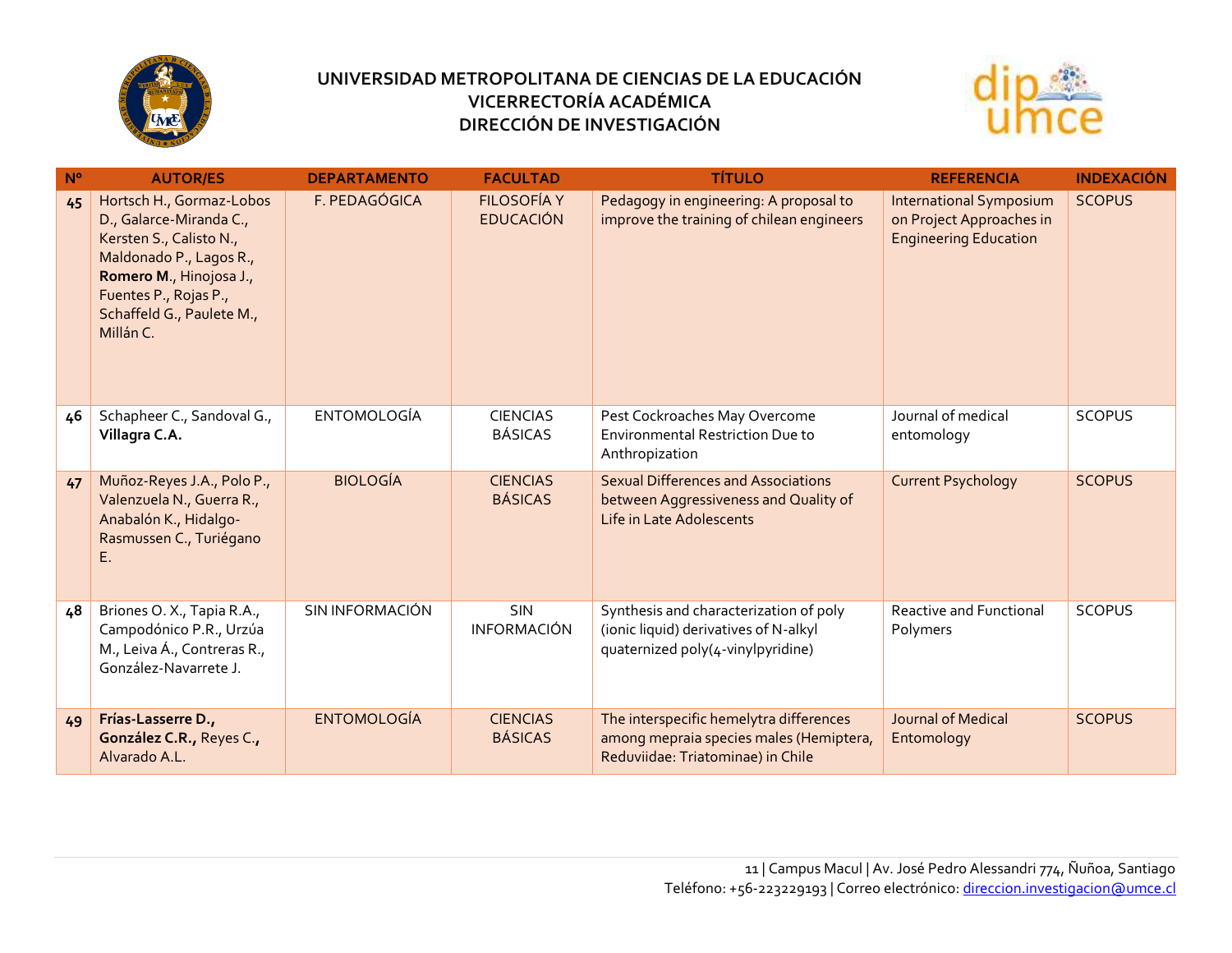**UNIVERSIDAD METROPOLITANA DE CIENCIAS DE LA EDUCACIÓN**
**VICERRECTORÍA ACADÉMICA**
**DIRECCIÓN DE INVESTIGACIÓN**

| Nº | AUTOR/ES | DEPARTAMENTO | FACULTAD | TÍTULO | REFERENCIA | INDEXACIÓN |
|---|---|---|---|---|---|---|
| 45 | Hortsch H., Gormaz-Lobos D., Galarce-Miranda C., Kersten S., Calisto N., Maldonado P., Lagos R., **Romero M**., Hinojosa J., Fuentes P., Rojas P., Schaffeld G., Paulete M., Millán C. | F. PEDAGÓGICA | FILOSOFÍA Y EDUCACIÓN | Pedagogy in engineering: A proposal to improve the training of chilean engineers | International Symposium on Project Approaches in Engineering Education | SCOPUS |
| 46 | Schapheer C., Sandoval G., **Villagra C.A.** | ENTOMOLOGÍA | CIENCIAS BÁSICAS | Pest Cockroaches May Overcome Environmental Restriction Due to Anthropization | Journal of medical entomology | SCOPUS |
| 47 | Muñoz-Reyes J.A., Polo P., Valenzuela N., Guerra R., Anabalón K., Hidalgo-Rasmussen C., Turiégano E. | BIOLOGÍA | CIENCIAS BÁSICAS | Sexual Differences and Associations between Aggressiveness and Quality of Life in Late Adolescents | Current Psychology | SCOPUS |
| 48 | Briones O. X., Tapia R.A., Campodónico P.R., Urzúa M., Leiva Á., Contreras R., González-Navarrete J. | SIN INFORMACIÓN | SIN INFORMACIÓN | Synthesis and characterization of poly (ionic liquid) derivatives of N-alkyl quaternized poly(4-vinylpyridine) | Reactive and Functional Polymers | SCOPUS |
| 49 | **Frías-Lasserre D., González C.R.,** Reyes C., Alvarado A.L. | ENTOMOLOGÍA | CIENCIAS BÁSICAS | The interspecific hemelytra differences among mepraia species males (Hemiptera, Reduviidae: Triatominae) in Chile | Journal of Medical Entomology | SCOPUS |

Campus Macul | Av. José Pedro Alessandri 774, Ñuñoa, Santiago
Teléfono: +56-223229193 | Correo electrónico: direccion.investigacion@umce.cl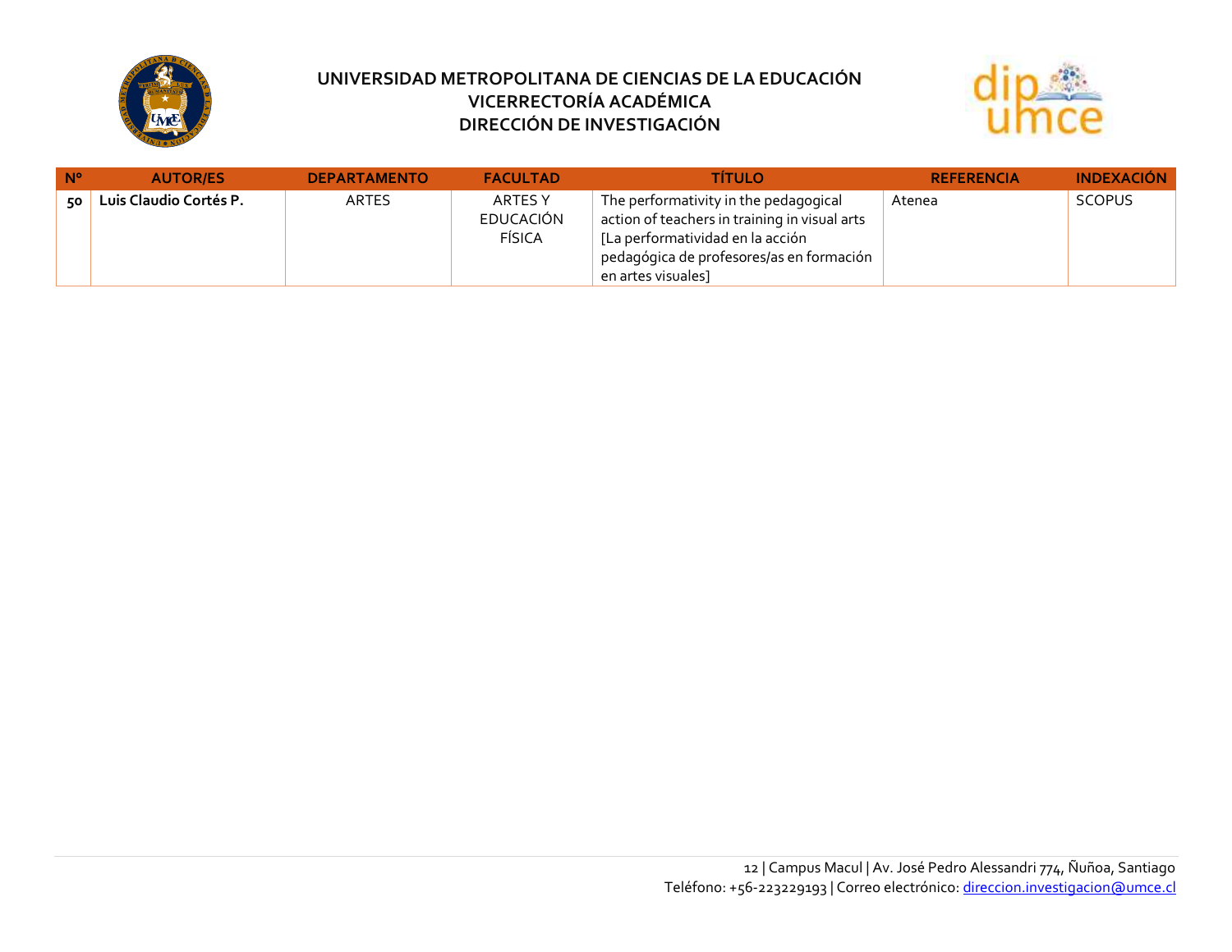# UNIVERSIDAD METROPOLITANA DE CIENCIAS DE LA EDUCACIÓN
## VICERRECTORÍA ACADÉMICA
## DIRECCIÓN DE INVESTIGACIÓN

| Nº | AUTOR/ES | DEPARTAMENTO | FACULTAD | TÍTULO | REFERENCIA | INDEXACIÓN |
|---|---|---|---|---|---|---|
| **50** | **Luis Claudio Cortés P.** | ARTES | ARTES Y EDUCACIÓN FÍSICA | The performativity in the pedagogical action of teachers in training in visual arts [La performatividad en la acción pedagógica de profesores/as en formación en artes visuales] | Atenea | SCOPUS |

Campus Macul | Av. José Pedro Alessandri 774, Ñuñoa, Santiago
Teléfono: +56-223229193 | Correo electrónico: direccion.investigacion@umce.cl